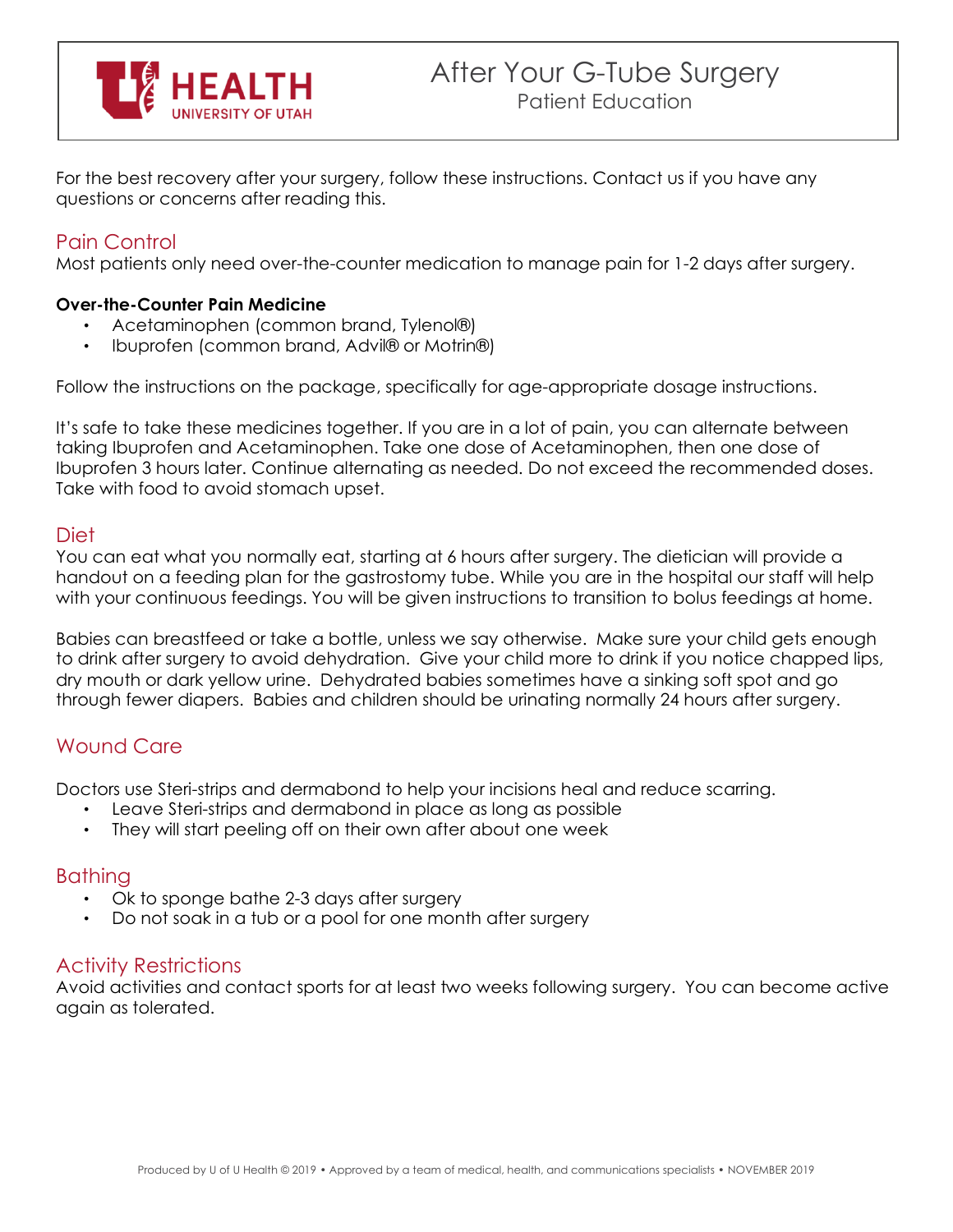HEALTH
UNIVERSITY OF UTAH

# After Your G-Tube Surgery

Patient Education

For the best recovery after your surgery, follow these instructions. Contact us if you have any questions or concerns after reading this.

## Pain Control

Most patients only need over-the-counter medication to manage pain for 1-2 days after surgery.

**Over-the-Counter Pain Medicine**

- Acetaminophen (common brand, Tylenol®)
- Ibuprofen (common brand, Advil® or Motrin®)

Follow the instructions on the package, specifically for age-appropriate dosage instructions.

It's safe to take these medicines together. If you are in a lot of pain, you can alternate between taking Ibuprofen and Acetaminophen. Take one dose of Acetaminophen, then one dose of Ibuprofen 3 hours later. Continue alternating as needed. Do not exceed the recommended doses. Take with food to avoid stomach upset.

## Diet

You can eat what you normally eat, starting at 6 hours after surgery. The dietician will provide a handout on a feeding plan for the gastrostomy tube. While you are in the hospital our staff will help with your continuous feedings. You will be given instructions to transition to bolus feedings at home.

Babies can breastfeed or take a bottle, unless we say otherwise. Make sure your child gets enough to drink after surgery to avoid dehydration. Give your child more to drink if you notice chapped lips, dry mouth or dark yellow urine. Dehydrated babies sometimes have a sinking soft spot and go through fewer diapers. Babies and children should be urinating normally 24 hours after surgery.

## Wound Care

Doctors use Steri-strips and dermabond to help your incisions heal and reduce scarring.

- Leave Steri-strips and dermabond in place as long as possible
- They will start peeling off on their own after about one week

## Bathing

- Ok to sponge bathe 2-3 days after surgery
- Do not soak in a tub or a pool for one month after surgery

## Activity Restrictions

Avoid activities and contact sports for at least two weeks following surgery. You can become active again as tolerated.

Produced by U of U Health © 2019 • Approved by a team of medical, health, and communications specialists • NOVEMBER 2019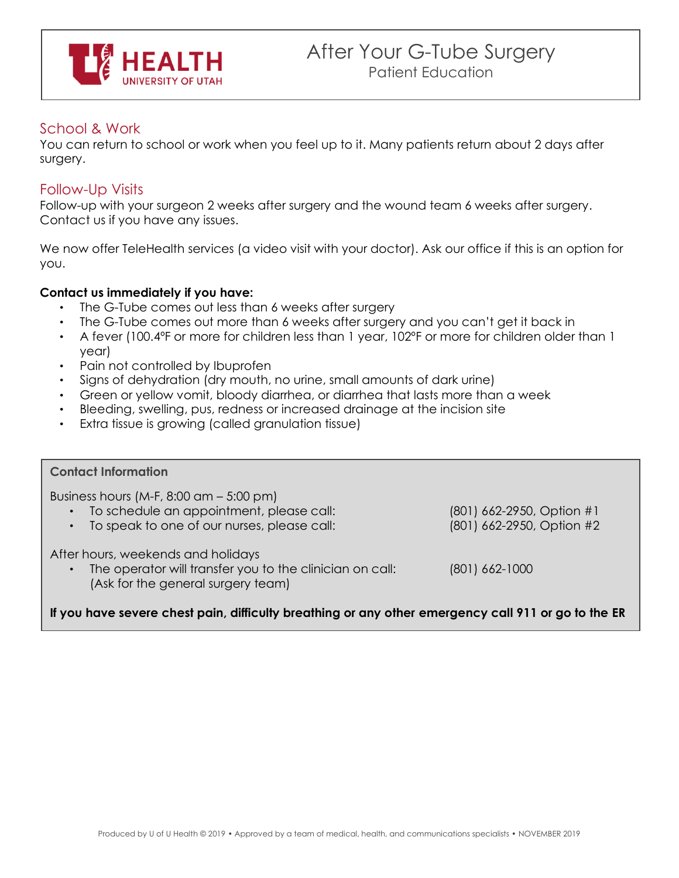## School & Work

You can return to school or work when you feel up to it. Many patients return about 2 days after surgery.

## Follow-Up Visits

Follow-up with your surgeon 2 weeks after surgery and the wound team 6 weeks after surgery. Contact us if you have any issues.

We now offer TeleHealth services (a video visit with your doctor). Ask our office if this is an option for you.

**Contact us immediately if you have:**

- The G-Tube comes out less than 6 weeks after surgery
- The G-Tube comes out more than 6 weeks after surgery and you can't get it back in
- A fever (100.4°F or more for children less than 1 year, 102°F or more for children older than 1 year)
- Pain not controlled by Ibuprofen
- Signs of dehydration (dry mouth, no urine, small amounts of dark urine)
- Green or yellow vomit, bloody diarrhea, or diarrhea that lasts more than a week
- Bleeding, swelling, pus, redness or increased drainage at the incision site
- Extra tissue is growing (called granulation tissue)

**Contact Information**

Business hours (M-F, 8:00 am – 5:00 pm)

- To schedule an appointment, please call: (801) 662-2950, Option #1
- To speak to one of our nurses, please call: (801) 662-2950, Option #2

After hours, weekends and holidays

- The operator will transfer you to the clinician on call: (801) 662-1000
  (Ask for the general surgery team)

**If you have severe chest pain, difficulty breathing or any other emergency call 911 or go to the ER**

Produced by U of U Health © 2019 • Approved by a team of medical, health, and communications specialists • NOVEMBER 2019